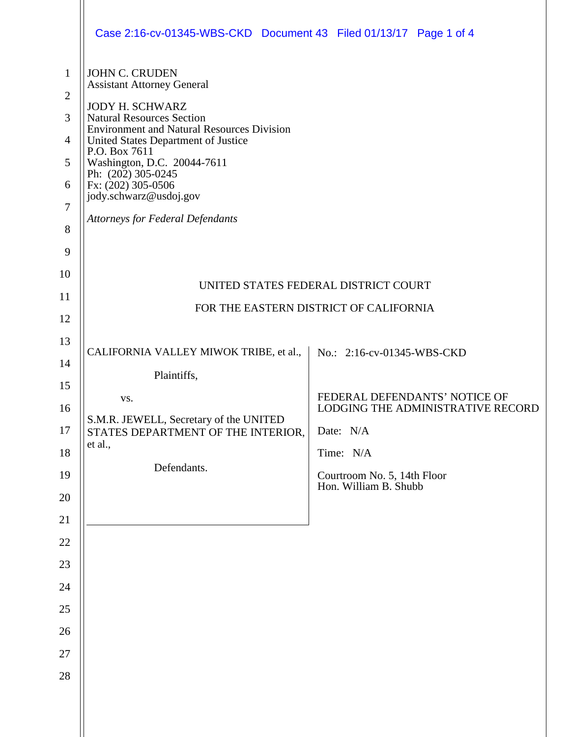JOHN C. CRUDEN
Assistant Attorney General

JODY H. SCHWARZ
Natural Resources Section
Environment and Natural Resources Division
United States Department of Justice
P.O. Box 7611
Washington, D.C. 20044-7611
Ph: (202) 305-0245
Fx: (202) 305-0506
jody.schwarz@usdoj.gov

*Attorneys for Federal Defendants*

UNITED STATES FEDERAL DISTRICT COURT

FOR THE EASTERN DISTRICT OF CALIFORNIA

| | |
|---|---|
| CALIFORNIA VALLEY MIWOK TRIBE, et al.,<br><br>Plaintiffs,<br><br>vs.<br><br>S.M.R. JEWELL, Secretary of the UNITED STATES DEPARTMENT OF THE INTERIOR, et al.,<br><br>Defendants. | No.: 2:16-cv-01345-WBS-CKD<br><br>FEDERAL DEFENDANTS' NOTICE OF LODGING THE ADMINISTRATIVE RECORD<br><br>Date: N/A<br><br>Time: N/A<br><br>Courtroom No. 5, 14th Floor<br>Hon. William B. Shubb |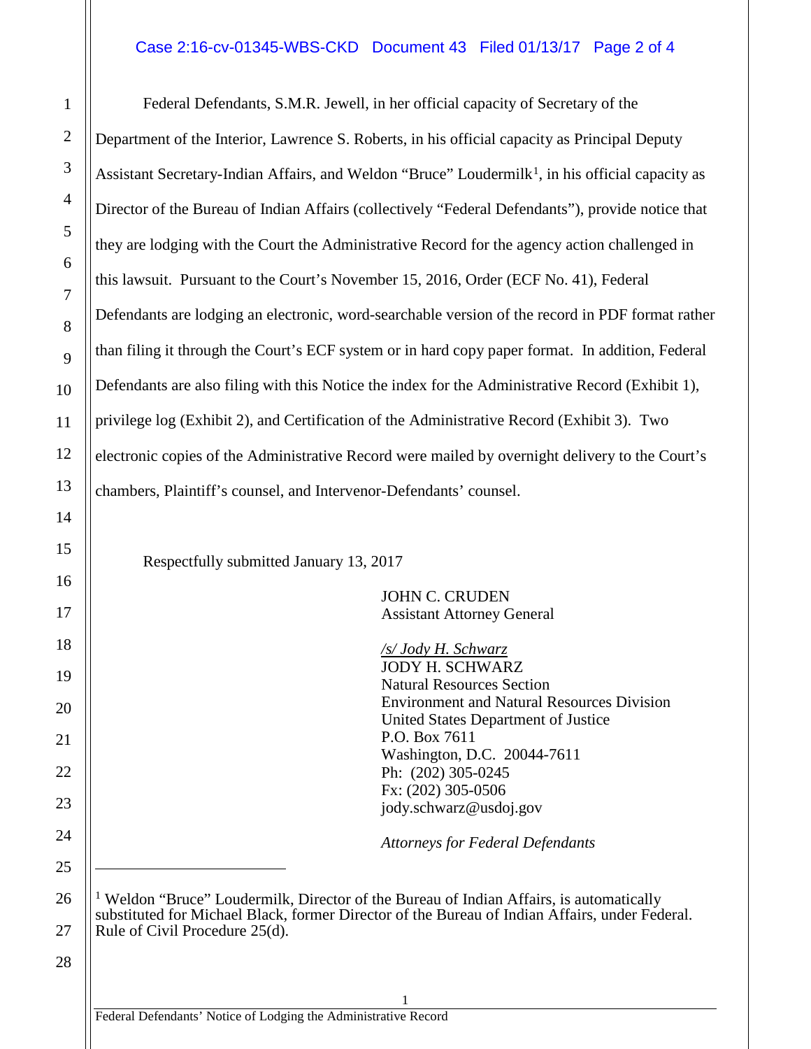Federal Defendants, S.M.R. Jewell, in her official capacity of Secretary of the Department of the Interior, Lawrence S. Roberts, in his official capacity as Principal Deputy Assistant Secretary-Indian Affairs, and Weldon "Bruce" Loudermilk[1], in his official capacity as Director of the Bureau of Indian Affairs (collectively "Federal Defendants"), provide notice that they are lodging with the Court the Administrative Record for the agency action challenged in this lawsuit. Pursuant to the Court's November 15, 2016, Order (ECF No. 41), Federal Defendants are lodging an electronic, word-searchable version of the record in PDF format rather than filing it through the Court's ECF system or in hard copy paper format. In addition, Federal Defendants are also filing with this Notice the index for the Administrative Record (Exhibit 1), privilege log (Exhibit 2), and Certification of the Administrative Record (Exhibit 3). Two electronic copies of the Administrative Record were mailed by overnight delivery to the Court's chambers, Plaintiff's counsel, and Intervenor-Defendants' counsel.

Respectfully submitted January 13, 2017

JOHN C. CRUDEN
Assistant Attorney General

*/s/ Jody H. Schwarz*
JODY H. SCHWARZ
Natural Resources Section
Environment and Natural Resources Division
United States Department of Justice
P.O. Box 7611
Washington, D.C. 20044-7611
Ph: (202) 305-0245
Fx: (202) 305-0506
jody.schwarz@usdoj.gov

*Attorneys for Federal Defendants*

---

[1] Weldon "Bruce" Loudermilk, Director of the Bureau of Indian Affairs, is automatically substituted for Michael Black, former Director of the Bureau of Indian Affairs, under Federal. Rule of Civil Procedure 25(d).

Federal Defendants' Notice of Lodging the Administrative Record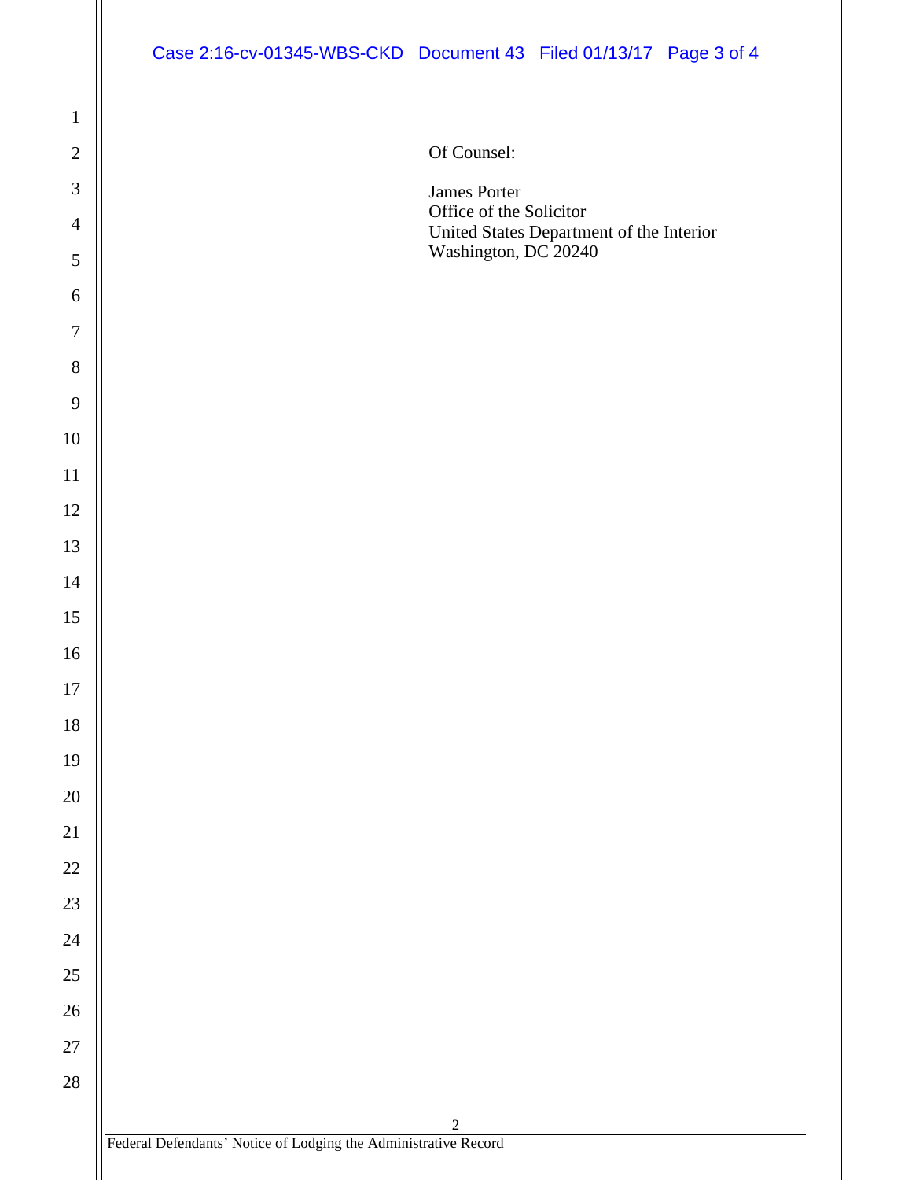Of Counsel:

James Porter
Office of the Solicitor
United States Department of the Interior
Washington, DC 20240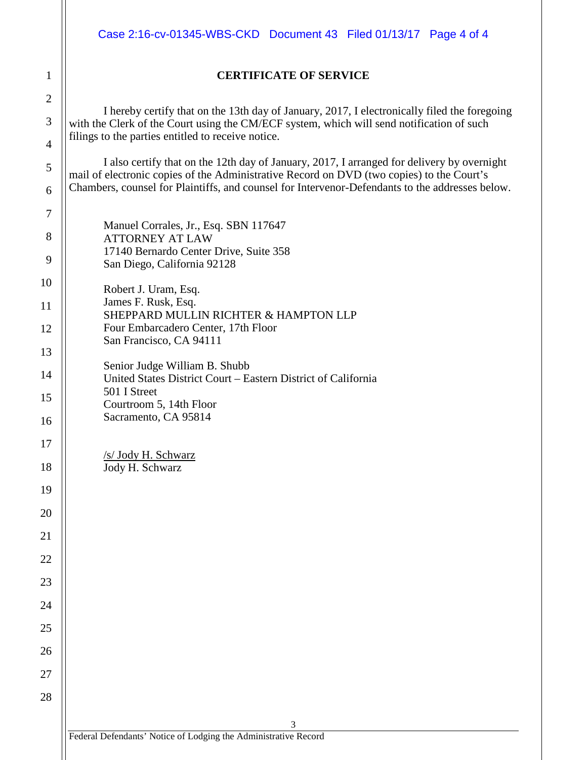## CERTIFICATE OF SERVICE

I hereby certify that on the 13th day of January, 2017, I electronically filed the foregoing with the Clerk of the Court using the CM/ECF system, which will send notification of such filings to the parties entitled to receive notice.

I also certify that on the 12th day of January, 2017, I arranged for delivery by overnight mail of electronic copies of the Administrative Record on DVD (two copies) to the Court's Chambers, counsel for Plaintiffs, and counsel for Intervenor-Defendants to the addresses below.

Manuel Corrales, Jr., Esq. SBN 117647
ATTORNEY AT LAW
17140 Bernardo Center Drive, Suite 358
San Diego, California 92128

Robert J. Uram, Esq.
James F. Rusk, Esq.
SHEPPARD MULLIN RICHTER & HAMPTON LLP
Four Embarcadero Center, 17th Floor
San Francisco, CA 94111

Senior Judge William B. Shubb
United States District Court – Eastern District of California
501 I Street
Courtroom 5, 14th Floor
Sacramento, CA 95814

/s/ Jody H. Schwarz
Jody H. Schwarz